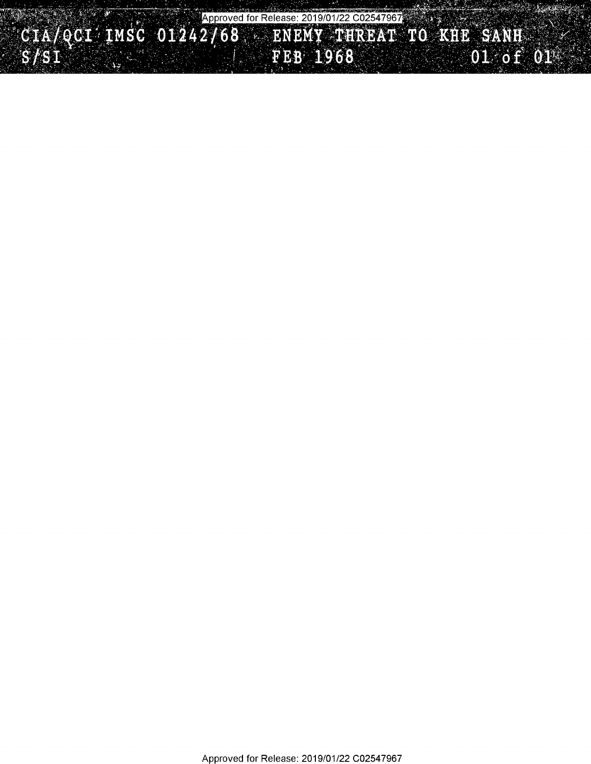CIA/OCI IMSC 01242/68 ENEMY THREAT TO KHE SANH

S/SI FEB 1968 01 of 01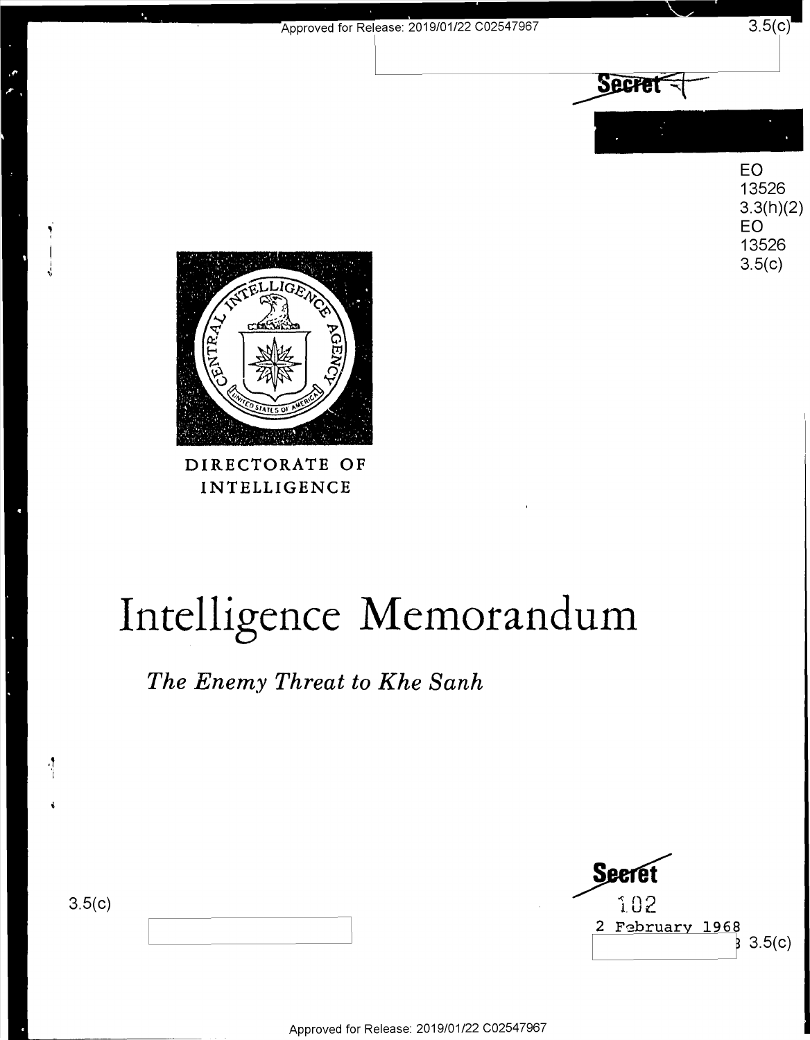3.5(c)

Secret

EO 13526 3.3(h)(2)
EO 13526 3.5(c)

DIRECTORATE OF INTELLIGENCE

# Intelligence Memorandum

## *The Enemy Threat to Khe Sanh*

3.5(c)

Secret

102

2 February 1968

3.5(c)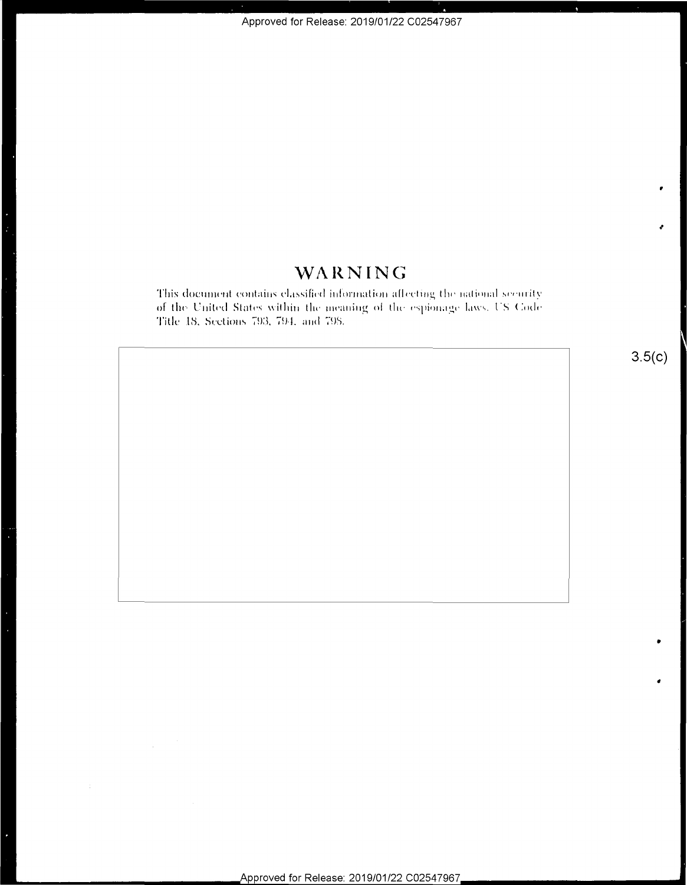# WARNING

This document contains classified information affecting the national security of the United States within the meaning of the espionage laws, US Code Title 18, Sections 793, 794, and 798.

3.5(c)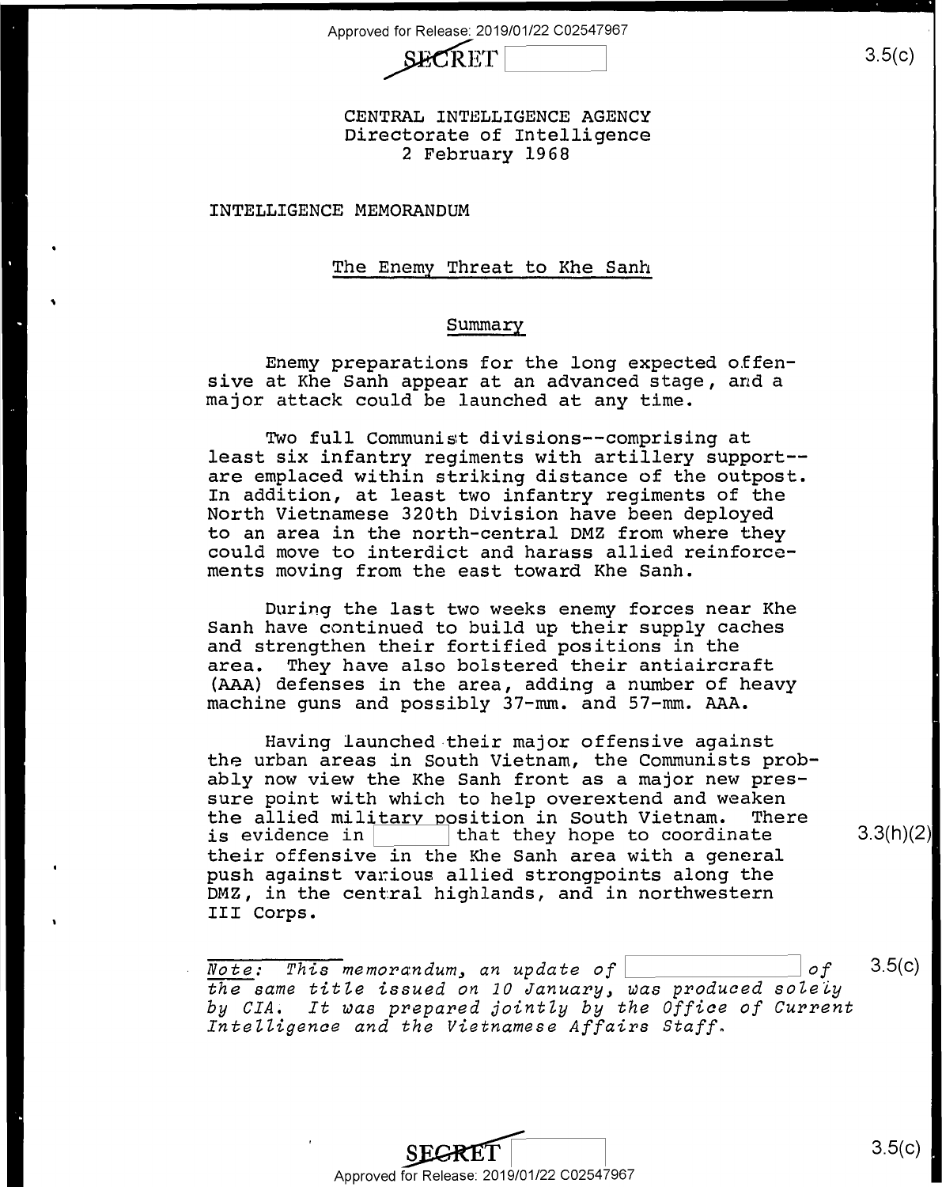SECRET

CENTRAL INTELLIGENCE AGENCY
Directorate of Intelligence
2 February 1968

INTELLIGENCE MEMORANDUM

## The Enemy Threat to Khe Sanh

### Summary

Enemy preparations for the long expected offensive at Khe Sanh appear at an advanced stage, and a major attack could be launched at any time.

Two full Communist divisions--comprising at least six infantry regiments with artillery support--are emplaced within striking distance of the outpost. In addition, at least two infantry regiments of the North Vietnamese 320th Division have been deployed to an area in the north-central DMZ from where they could move to interdict and harass allied reinforcements moving from the east toward Khe Sanh.

During the last two weeks enemy forces near Khe Sanh have continued to build up their supply caches and strengthen their fortified positions in the area. They have also bolstered their antiaircraft (AAA) defenses in the area, adding a number of heavy machine guns and possibly 37-mm. and 57-mm. AAA.

Having launched their major offensive against the urban areas in South Vietnam, the Communists probably now view the Khe Sanh front as a major new pressure point with which to help overextend and weaken the allied military position in South Vietnam. There is evidence in [ ] that they hope to coordinate their offensive in the Khe Sanh area with a general push against various allied strongpoints along the DMZ, in the central highlands, and in northwestern III Corps.

---

*Note: This memorandum, an update of [ ] of the same title issued on 10 January, was produced solely by CIA. It was prepared jointly by the Office of Current Intelligence and the Vietnamese Affairs Staff.*

SECRET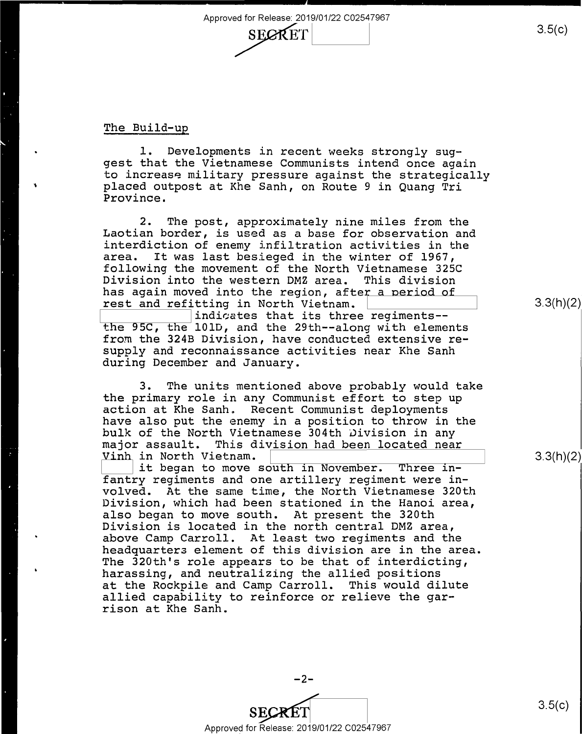## The Build-up

1. Developments in recent weeks strongly suggest that the Vietnamese Communists intend once again to increase military pressure against the strategically placed outpost at Khe Sanh, on Route 9 in Quang Tri Province.

2. The post, approximately nine miles from the Laotian border, is used as a base for observation and interdiction of enemy infiltration activities in the area. It was last besieged in the winter of 1967, following the movement of the North Vietnamese 325C Division into the western DMZ area. This division has again moved into the region, after a period of rest and refitting in North Vietnam. [ ] indicates that its three regiments--the 95C, the 101D, and the 29th--along with elements from the 324B Division, have conducted extensive resupply and reconnaissance activities near Khe Sanh during December and January.

3. The units mentioned above probably would take the primary role in any Communist effort to step up action at Khe Sanh. Recent Communist deployments have also put the enemy in a position to throw in the bulk of the North Vietnamese 304th Division in any major assault. This division had been located near Vinh in North Vietnam. [ ] it began to move south in November. Three infantry regiments and one artillery regiment were involved. At the same time, the North Vietnamese 320th Division, which had been stationed in the Hanoi area, also began to move south. At present the 320th Division is located in the north central DMZ area, above Camp Carroll. At least two regiments and the headquarters element of this division are in the area. The 320th's role appears to be that of interdicting, harassing, and neutralizing the allied positions at the Rockpile and Camp Carroll. This would dilute allied capability to reinforce or relieve the garrison at Khe Sanh.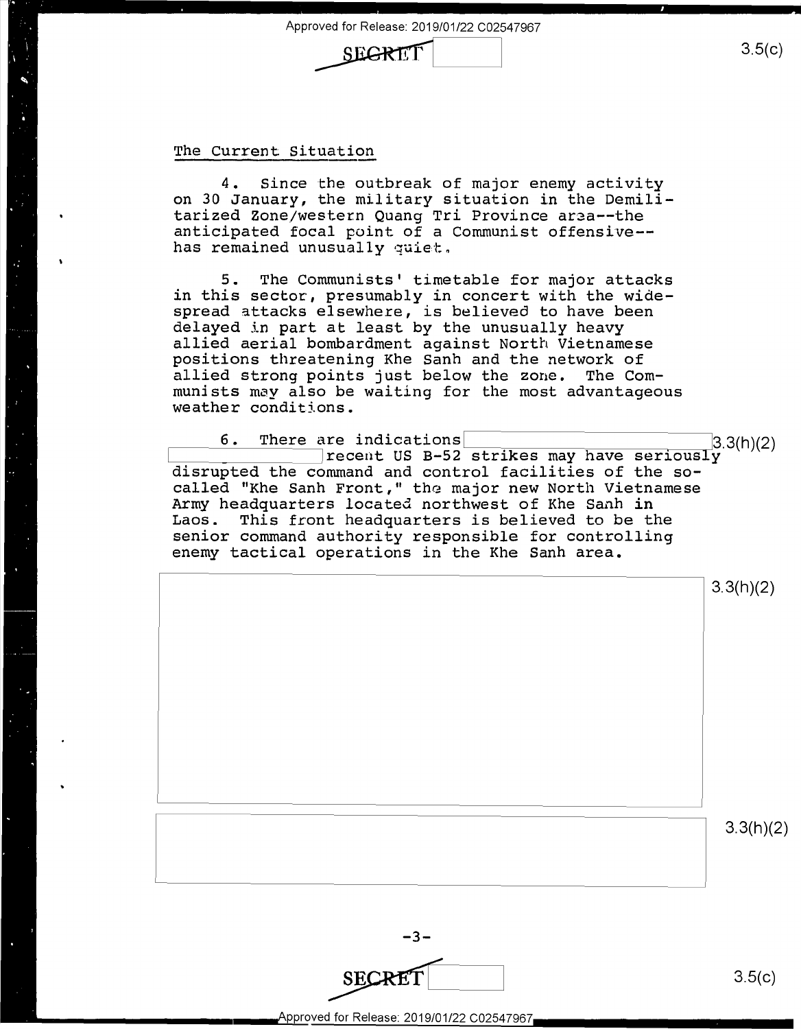## The Current Situation

4. Since the outbreak of major enemy activity on 30 January, the military situation in the Demilitarized Zone/western Quang Tri Province area--the anticipated focal point of a Communist offensive--has remained unusually quiet.

5. The Communists' timetable for major attacks in this sector, presumably in concert with the widespread attacks elsewhere, is believed to have been delayed in part at least by the unusually heavy allied aerial bombardment against North Vietnamese positions threatening Khe Sanh and the network of allied strong points just below the zone. The Communists may also be waiting for the most advantageous weather conditions.

6. There are indications [redacted] 3.3(h)(2) [redacted] recent US B-52 strikes may have seriously disrupted the command and control facilities of the so-called "Khe Sanh Front," the major new North Vietnamese Army headquarters located northwest of Khe Sanh in Laos. This front headquarters is believed to be the senior command authority responsible for controlling enemy tactical operations in the Khe Sanh area.

[redacted] 3.3(h)(2)

[redacted] 3.3(h)(2)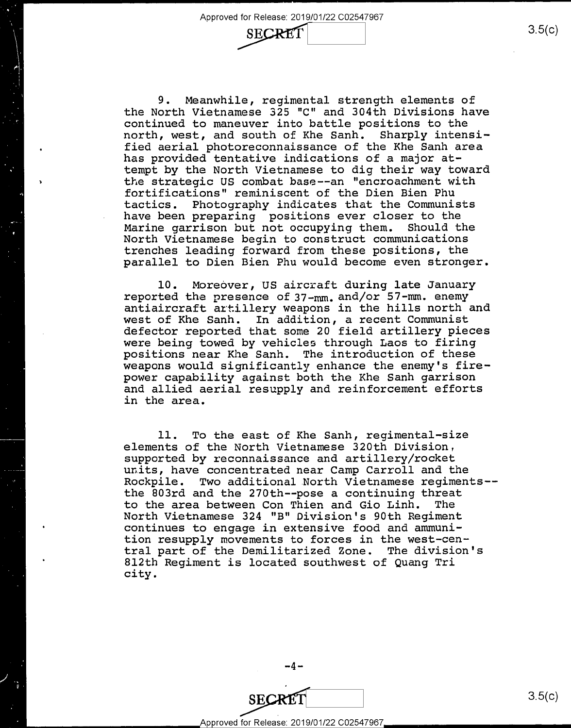9. Meanwhile, regimental strength elements of the North Vietnamese 325 "C" and 304th Divisions have continued to maneuver into battle positions to the north, west, and south of Khe Sanh. Sharply intensified aerial photoreconnaissance of the Khe Sanh area has provided tentative indications of a major attempt by the North Vietnamese to dig their way toward the strategic US combat base--an "encroachment with fortifications" reminiscent of the Dien Bien Phu tactics. Photography indicates that the Communists have been preparing positions ever closer to the Marine garrison but not occupying them. Should the North Vietnamese begin to construct communications trenches leading forward from these positions, the parallel to Dien Bien Phu would become even stronger.

10. Moreover, US aircraft during late January reported the presence of 37-mm. and/or 57-mm. enemy antiaircraft artillery weapons in the hills north and west of Khe Sanh. In addition, a recent Communist defector reported that some 20 field artillery pieces were being towed by vehicles through Laos to firing positions near Khe Sanh. The introduction of these weapons would significantly enhance the enemy's firepower capability against both the Khe Sanh garrison and allied aerial resupply and reinforcement efforts in the area.

11. To the east of Khe Sanh, regimental-size elements of the North Vietnamese 320th Division, supported by reconnaissance and artillery/rocket units, have concentrated near Camp Carroll and the Rockpile. Two additional North Vietnamese regiments--the 803rd and the 270th--pose a continuing threat to the area between Con Thien and Gio Linh. The North Vietnamese 324 "B" Division's 90th Regiment continues to engage in extensive food and ammunition resupply movements to forces in the west-central part of the Demilitarized Zone. The division's 812th Regiment is located southwest of Quang Tri city.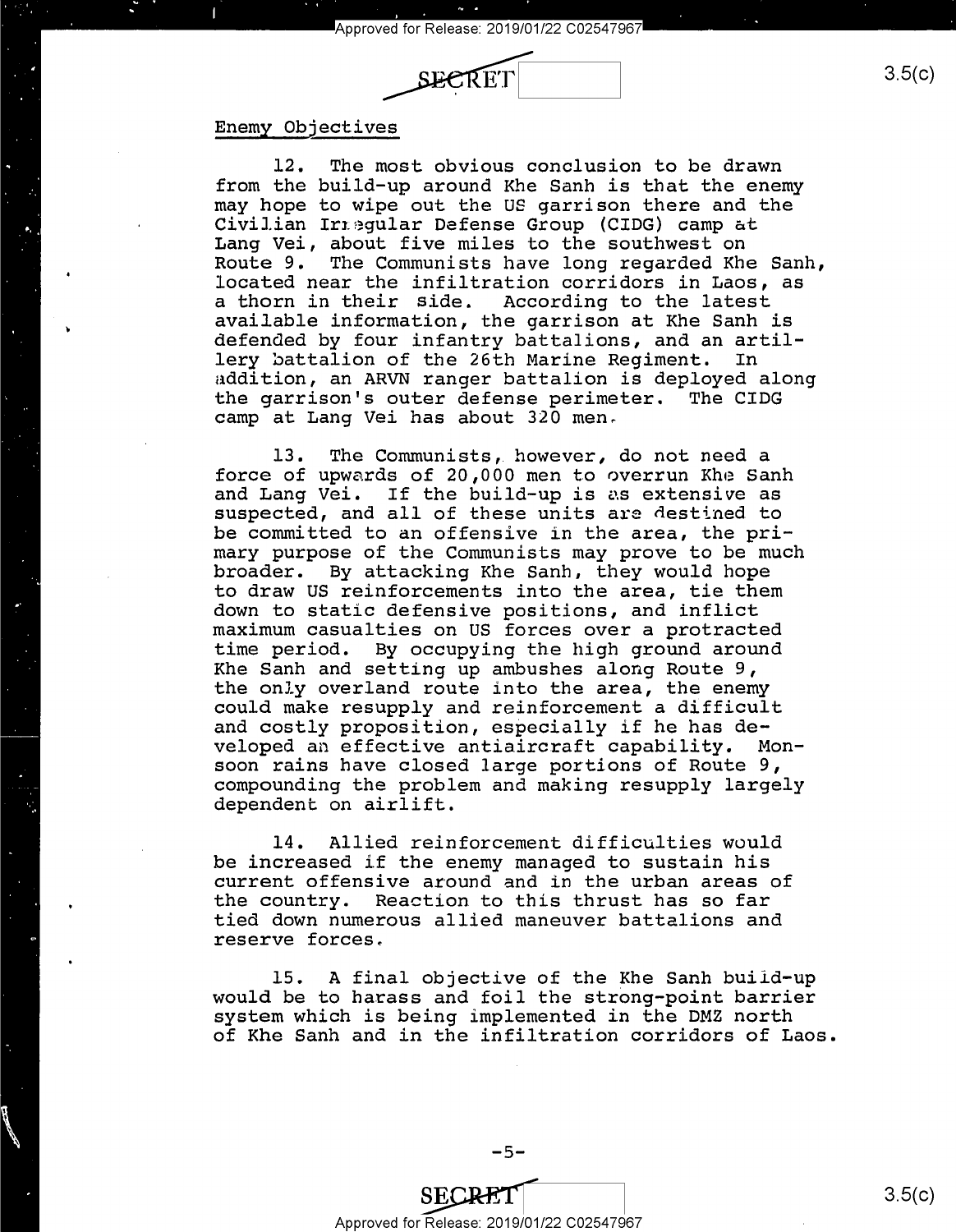## Enemy Objectives

12. The most obvious conclusion to be drawn from the build-up around Khe Sanh is that the enemy may hope to wipe out the US garrison there and the Civilian Irregular Defense Group (CIDG) camp at Lang Vei, about five miles to the southwest on Route 9. The Communists have long regarded Khe Sanh, located near the infiltration corridors in Laos, as a thorn in their side. According to the latest available information, the garrison at Khe Sanh is defended by four infantry battalions, and an artillery battalion of the 26th Marine Regiment. In addition, an ARVN ranger battalion is deployed along the garrison's outer defense perimeter. The CIDG camp at Lang Vei has about 320 men.

13. The Communists, however, do not need a force of upwards of 20,000 men to overrun Khe Sanh and Lang Vei. If the build-up is as extensive as suspected, and all of these units are destined to be committed to an offensive in the area, the primary purpose of the Communists may prove to be much broader. By attacking Khe Sanh, they would hope to draw US reinforcements into the area, tie them down to static defensive positions, and inflict maximum casualties on US forces over a protracted time period. By occupying the high ground around Khe Sanh and setting up ambushes along Route 9, the only overland route into the area, the enemy could make resupply and reinforcement a difficult and costly proposition, especially if he has developed an effective antiaircraft capability. Monsoon rains have closed large portions of Route 9, compounding the problem and making resupply largely dependent on airlift.

14. Allied reinforcement difficulties would be increased if the enemy managed to sustain his current offensive around and in the urban areas of the country. Reaction to this thrust has so far tied down numerous allied maneuver battalions and reserve forces.

15. A final objective of the Khe Sanh build-up would be to harass and foil the strong-point barrier system which is being implemented in the DMZ north of Khe Sanh and in the infiltration corridors of Laos.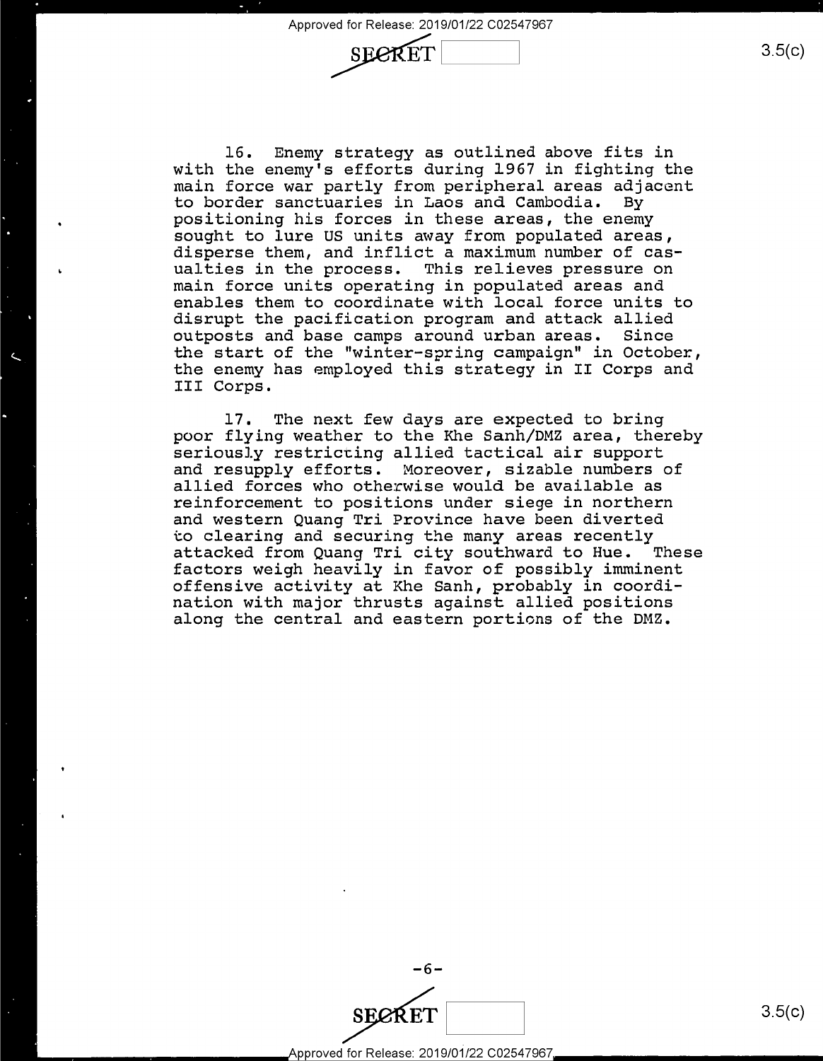16. Enemy strategy as outlined above fits in with the enemy's efforts during 1967 in fighting the main force war partly from peripheral areas adjacent to border sanctuaries in Laos and Cambodia. By positioning his forces in these areas, the enemy sought to lure US units away from populated areas, disperse them, and inflict a maximum number of casualties in the process. This relieves pressure on main force units operating in populated areas and enables them to coordinate with local force units to disrupt the pacification program and attack allied outposts and base camps around urban areas. Since the start of the "winter-spring campaign" in October, the enemy has employed this strategy in II Corps and III Corps.

17. The next few days are expected to bring poor flying weather to the Khe Sanh/DMZ area, thereby seriously restricting allied tactical air support and resupply efforts. Moreover, sizable numbers of allied forces who otherwise would be available as reinforcement to positions under siege in northern and western Quang Tri Province have been diverted to clearing and securing the many areas recently attacked from Quang Tri city southward to Hue. These factors weigh heavily in favor of possibly imminent offensive activity at Khe Sanh, probably in coordination with major thrusts against allied positions along the central and eastern portions of the DMZ.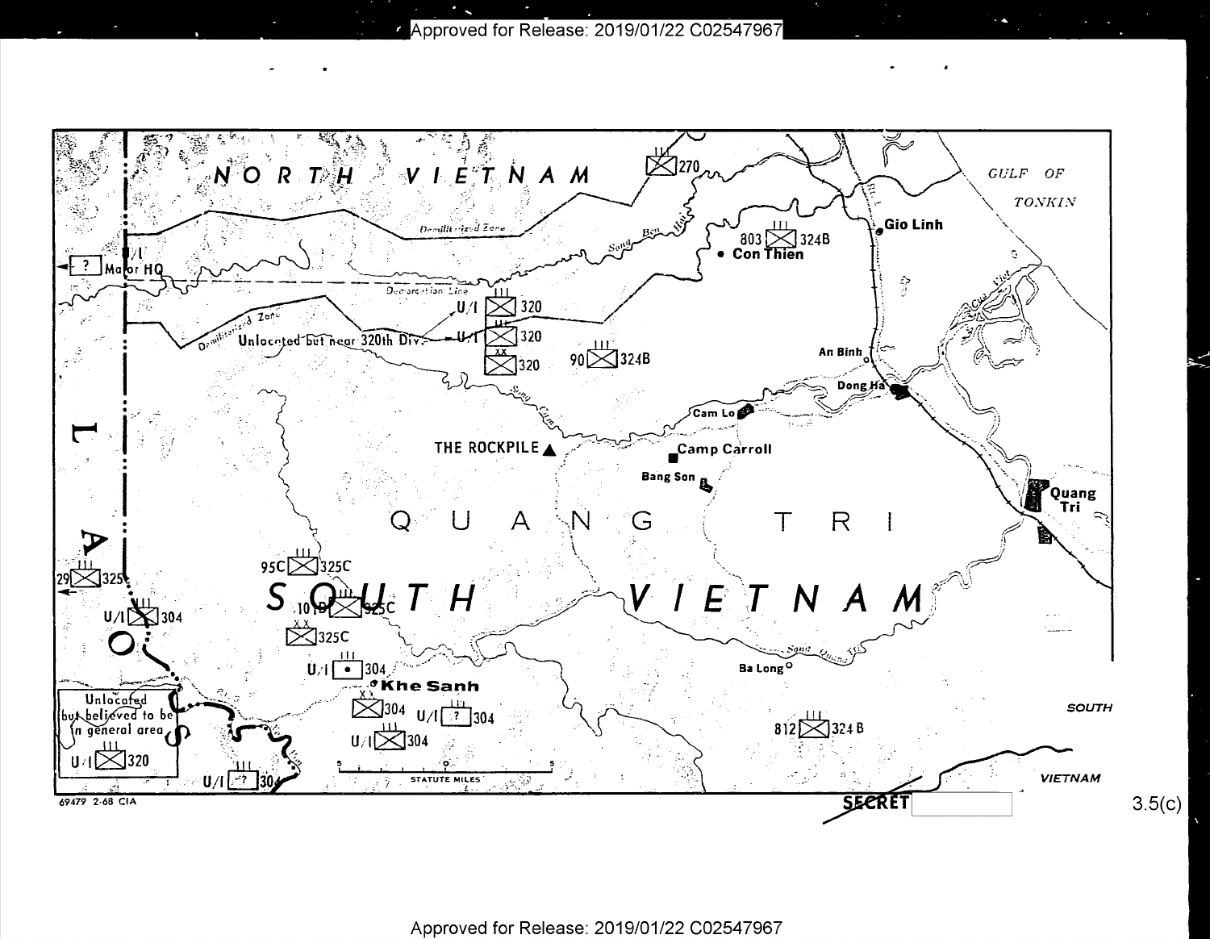NORTH VIETNAM

GULF OF TONKIN

270

Demilitarized Zone

Song Ben Hai

803 324B

Gio Linh

Con Thien

RT. 1

U/I

? Major HQ

Demarcation Line

U/I 320

Demilitarized Zone

Unlocated but near 320th Div.

U/I 320

320

90 324B

An Binh

Dong Ha

Cam Lo

Song Cam

THE ROCKPILE

Camp Carroll

Bang Son

Quang Tri

LAOS

QUANG TRI

SOUTH VIETNAM

95C 325C

29 325

U/I 304

101D 325C

325C

U/I 304

Khe Sanh

304

U/I ? 304

U/I 304

Ba Long

Song Quang Tri

812 324 B

Unlocated but believed to be in general area

U/I 320

U/I ? 304

STATUTE MILES

5 0 5

SOUTH VIETNAM

69479 2-68 CIA

SECRET

3.5(c)